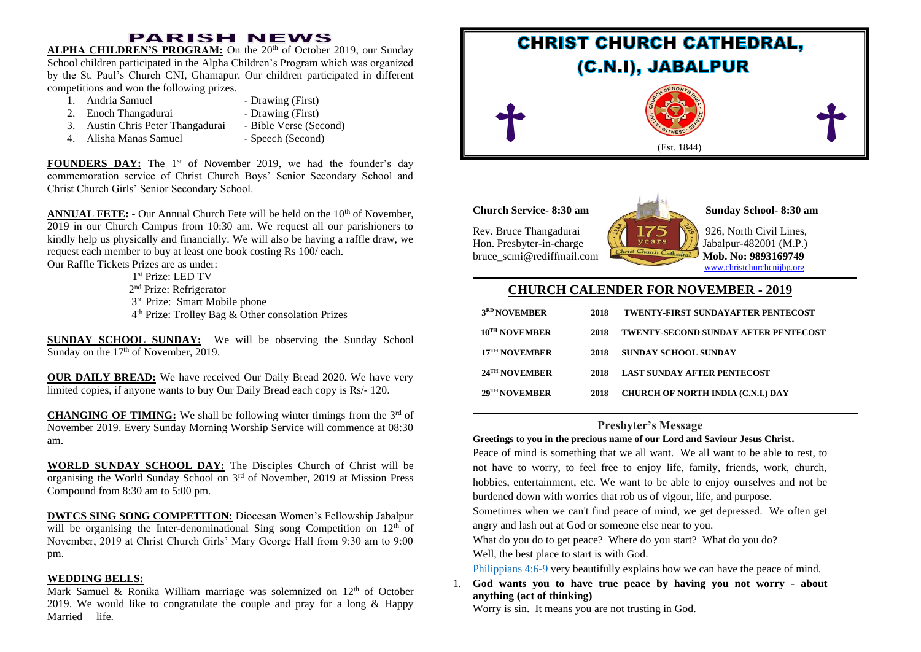# PARISH NEWS

**ALPHA CHILDREN'S PROGRAM:** On the 20th of October 2019, our Sunday School children participated in the Alpha Children's Program which was organized by the St. Paul's Church CNI, Ghamapur. Our children participated in different competitions and won the following prizes.

1. Andria Samuel - Drawing (First)
2. Enoch Thangadurai - Drawing (First)
3. Austin Chris Peter Thangadurai - Bible Verse (Second)
4. Alisha Manas Samuel - Speech (Second)

**FOUNDERS DAY:** The 1st of November 2019, we had the founder's day commemoration service of Christ Church Boys' Senior Secondary School and Christ Church Girls' Senior Secondary School.

**ANNUAL FETE: -** Our Annual Church Fete will be held on the 10th of November, 2019 in our Church Campus from 10:30 am. We request all our parishioners to kindly help us physically and financially. We will also be having a raffle draw, we request each member to buy at least one book costing Rs 100/ each.

Our Raffle Tickets Prizes are as under:

1st Prize: LED TV
2nd Prize: Refrigerator
3rd Prize: Smart Mobile phone
4th Prize: Trolley Bag & Other consolation Prizes

**SUNDAY SCHOOL SUNDAY:** We will be observing the Sunday School Sunday on the 17th of November, 2019.

**OUR DAILY BREAD:** We have received Our Daily Bread 2020. We have very limited copies, if anyone wants to buy Our Daily Bread each copy is Rs/- 120.

**CHANGING OF TIMING:** We shall be following winter timings from the 3rd of November 2019. Every Sunday Morning Worship Service will commence at 08:30 am.

**WORLD SUNDAY SCHOOL DAY:** The Disciples Church of Christ will be organising the World Sunday School on 3rd of November, 2019 at Mission Press Compound from 8:30 am to 5:00 pm.

**DWFCS SING SONG COMPETITON:** Diocesan Women's Fellowship Jabalpur will be organising the Inter-denominational Sing song Competition on 12th of November, 2019 at Christ Church Girls' Mary George Hall from 9:30 am to 9:00 pm.

**WEDDING BELLS:**

Mark Samuel & Ronika William marriage was solemnized on 12th of October 2019. We would like to congratulate the couple and pray for a long & Happy Married life.

# CHRIST CHURCH CATHEDRAL, (C.N.I), JABALPUR

(Est. 1844)

**Church Service- 8:30 am** **Sunday School- 8:30 am**

Rev. Bruce Thangadurai
Hon. Presbyter-in-charge
bruce_scmi@rediffmail.com

926, North Civil Lines,
Jabalpur-482001 (M.P.)
**Mob. No: 9893169749**
www.christchurchcnijbp.org

## CHURCH CALENDER FOR NOVEMBER - 2019

| | | |
|---|---|---|
| 3RD NOVEMBER | 2018 | TWENTY-FIRST SUNDAYAFTER PENTECOST |
| 10TH NOVEMBER | 2018 | TWENTY-SECOND SUNDAY AFTER PENTECOST |
| 17TH NOVEMBER | 2018 | SUNDAY SCHOOL SUNDAY |
| 24TH NOVEMBER | 2018 | LAST SUNDAY AFTER PENTECOST |
| 29TH NOVEMBER | 2018 | CHURCH OF NORTH INDIA (C.N.I.) DAY |

## Presbyter's Message

**Greetings to you in the precious name of our Lord and Saviour Jesus Christ.**

Peace of mind is something that we all want. We all want to be able to rest, to not have to worry, to feel free to enjoy life, family, friends, work, church, hobbies, entertainment, etc. We want to be able to enjoy ourselves and not be burdened down with worries that rob us of vigour, life, and purpose.

Sometimes when we can't find peace of mind, we get depressed. We often get angry and lash out at God or someone else near to you.

What do you do to get peace? Where do you start? What do you do?

Well, the best place to start is with God.

Philippians 4:6-9 very beautifully explains how we can have the peace of mind.

1. **God wants you to have true peace by having you not worry - about anything (act of thinking)**

   Worry is sin. It means you are not trusting in God.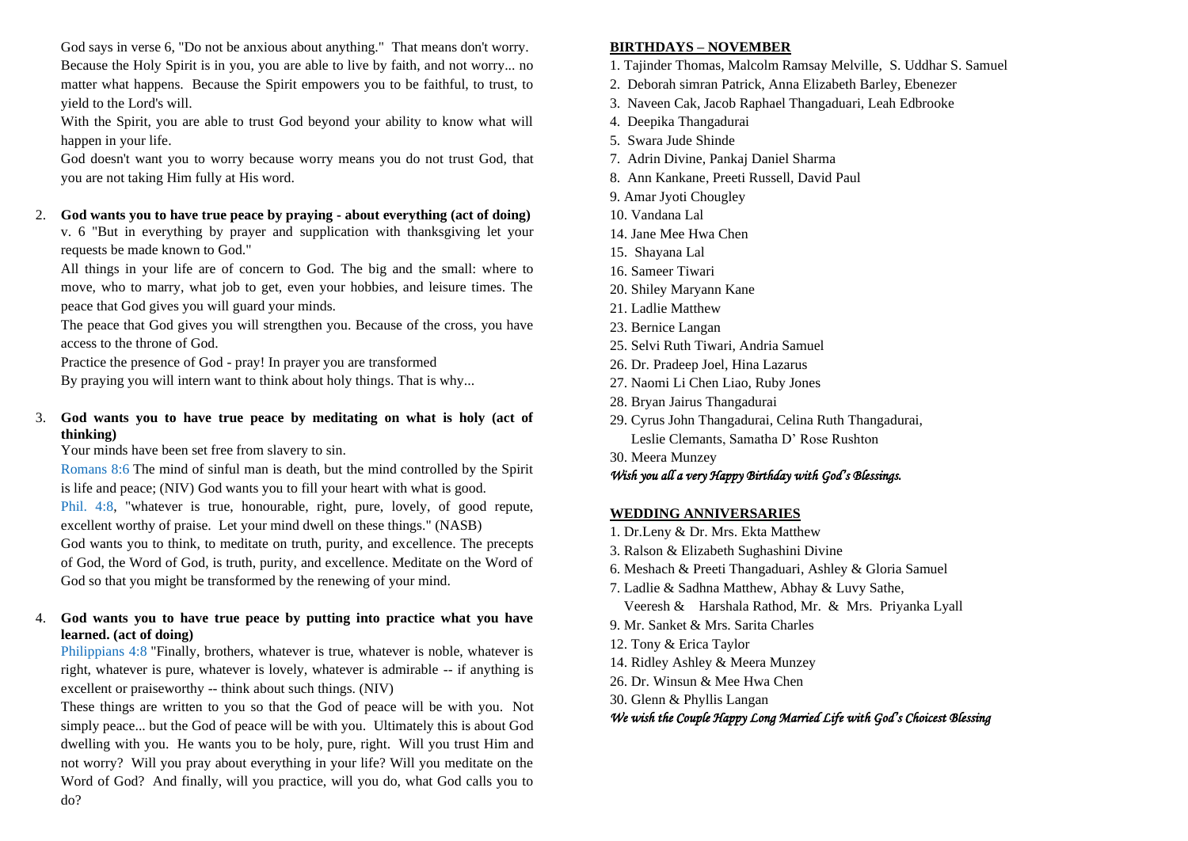God says in verse 6, "Do not be anxious about anything." That means don't worry. Because the Holy Spirit is in you, you are able to live by faith, and not worry... no matter what happens. Because the Spirit empowers you to be faithful, to trust, to yield to the Lord's will.

With the Spirit, you are able to trust God beyond your ability to know what will happen in your life.

God doesn't want you to worry because worry means you do not trust God, that you are not taking Him fully at His word.

2. **God wants you to have true peace by praying - about everything (act of doing)**

   v. 6 "But in everything by prayer and supplication with thanksgiving let your requests be made known to God."

   All things in your life are of concern to God. The big and the small: where to move, who to marry, what job to get, even your hobbies, and leisure times. The peace that God gives you will guard your minds.

   The peace that God gives you will strengthen you. Because of the cross, you have access to the throne of God.

   Practice the presence of God - pray! In prayer you are transformed

   By praying you will intern want to think about holy things. That is why...

3. **God wants you to have true peace by meditating on what is holy (act of thinking)**

   Your minds have been set free from slavery to sin.

   Romans 8:6 The mind of sinful man is death, but the mind controlled by the Spirit is life and peace; (NIV) God wants you to fill your heart with what is good.

   Phil. 4:8, "whatever is true, honourable, right, pure, lovely, of good repute, excellent worthy of praise. Let your mind dwell on these things." (NASB)

   God wants you to think, to meditate on truth, purity, and excellence. The precepts of God, the Word of God, is truth, purity, and excellence. Meditate on the Word of God so that you might be transformed by the renewing of your mind.

4. **God wants you to have true peace by putting into practice what you have learned. (act of doing)**

   Philippians 4:8 "Finally, brothers, whatever is true, whatever is noble, whatever is right, whatever is pure, whatever is lovely, whatever is admirable -- if anything is excellent or praiseworthy -- think about such things. (NIV)

   These things are written to you so that the God of peace will be with you. Not simply peace... but the God of peace will be with you. Ultimately this is about God dwelling with you. He wants you to be holy, pure, right. Will you trust Him and not worry? Will you pray about everything in your life? Will you meditate on the Word of God? And finally, will you practice, will you do, what God calls you to do?

## BIRTHDAYS – NOVEMBER

1. Tajinder Thomas, Malcolm Ramsay Melville, S. Uddhar S. Samuel
2. Deborah simran Patrick, Anna Elizabeth Barley, Ebenezer
3. Naveen Cak, Jacob Raphael Thangaduari, Leah Edbrooke
4. Deepika Thangadurai
5. Swara Jude Shinde
7. Adrin Divine, Pankaj Daniel Sharma
8. Ann Kankane, Preeti Russell, David Paul
9. Amar Jyoti Chougley
10. Vandana Lal
14. Jane Mee Hwa Chen
15. Shayana Lal
16. Sameer Tiwari
20. Shiley Maryann Kane
21. Ladlie Matthew
23. Bernice Langan
25. Selvi Ruth Tiwari, Andria Samuel
26. Dr. Pradeep Joel, Hina Lazarus
27. Naomi Li Chen Liao, Ruby Jones
28. Bryan Jairus Thangadurai
29. Cyrus John Thangadurai, Celina Ruth Thangadurai, Leslie Clemants, Samatha D' Rose Rushton
30. Meera Munzey

*Wish you all a very Happy Birthday with God's Blessings.*

## WEDDING ANNIVERSARIES

1. Dr.Leny & Dr. Mrs. Ekta Matthew
3. Ralson & Elizabeth Sughashini Divine
6. Meshach & Preeti Thangaduari, Ashley & Gloria Samuel
7. Ladlie & Sadhna Matthew, Abhay & Luvy Sathe, Veeresh & Harshala Rathod, Mr. & Mrs. Priyanka Lyall
9. Mr. Sanket & Mrs. Sarita Charles
12. Tony & Erica Taylor
14. Ridley Ashley & Meera Munzey
26. Dr. Winsun & Mee Hwa Chen
30. Glenn & Phyllis Langan

*We wish the Couple Happy Long Married Life with God's Choicest Blessing*